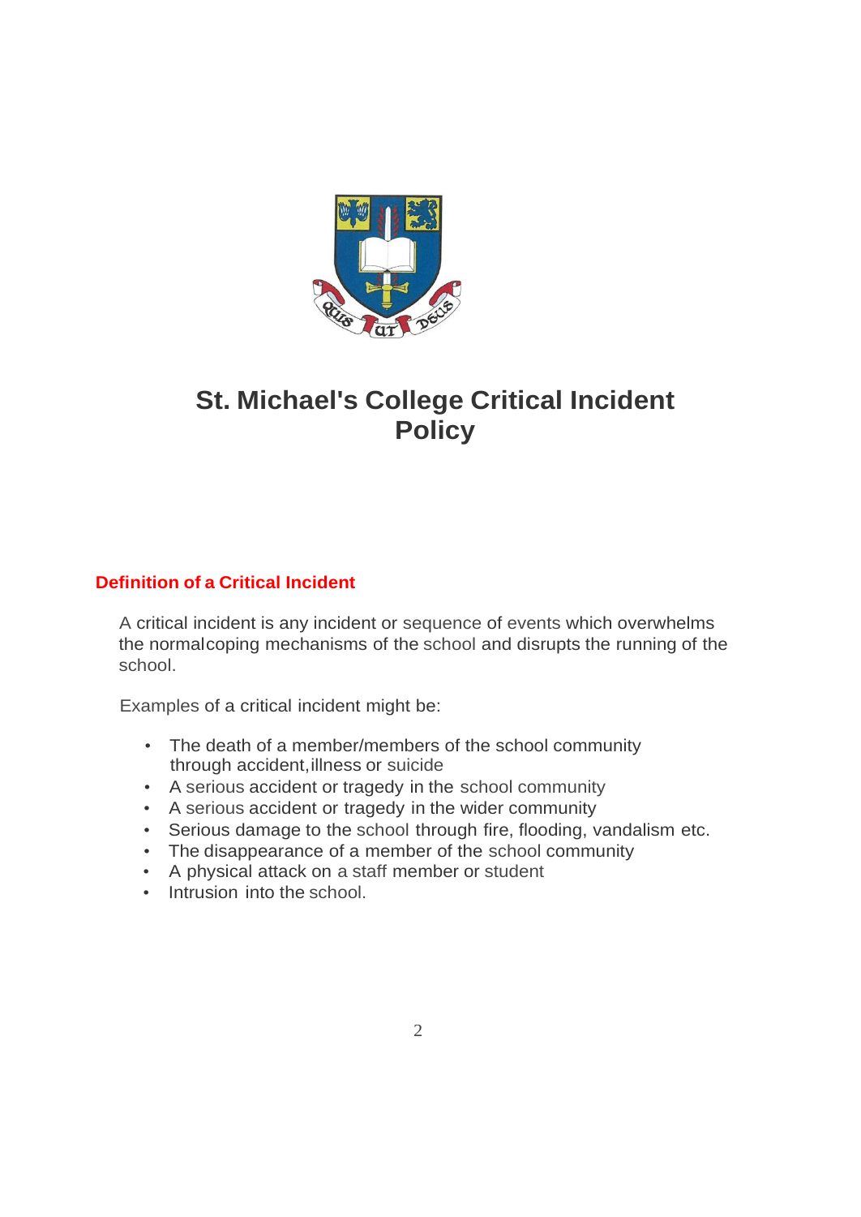# St. Michael's College Critical Incident Policy

## Definition of a Critical Incident

A critical incident is any incident or sequence of events which overwhelms the normal coping mechanisms of the school and disrupts the running of the school.

Examples of a critical incident might be:

- The death of a member/members of the school community through accident, illness or suicide
- A serious accident or tragedy in the school community
- A serious accident or tragedy in the wider community
- Serious damage to the school through fire, flooding, vandalism etc.
- The disappearance of a member of the school community
- A physical attack on a staff member or student
- Intrusion into the school.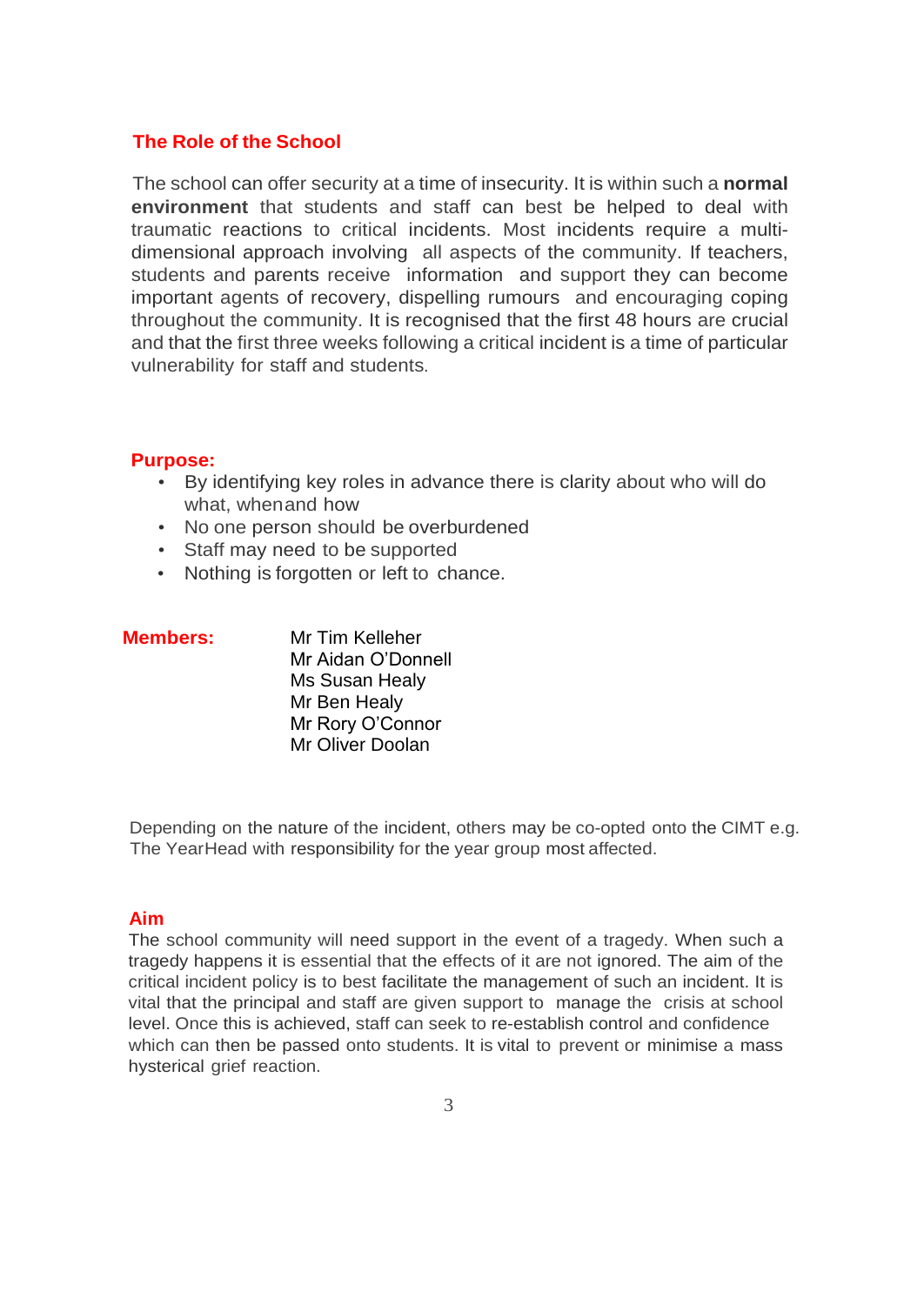## The Role of the School

The school can offer security at a time of insecurity. It is within such a **normal environment** that students and staff can best be helped to deal with traumatic reactions to critical incidents. Most incidents require a multi-dimensional approach involving all aspects of the community. If teachers, students and parents receive information and support they can become important agents of recovery, dispelling rumours and encouraging coping throughout the community. It is recognised that the first 48 hours are crucial and that the first three weeks following a critical incident is a time of particular vulnerability for staff and students.

## Purpose:

- By identifying key roles in advance there is clarity about who will do what, whenand how
- No one person should be overburdened
- Staff may need to be supported
- Nothing is forgotten or left to chance.

**Members:**

Mr Tim Kelleher
Mr Aidan O'Donnell
Ms Susan Healy
Mr Ben Healy
Mr Rory O'Connor
Mr Oliver Doolan

Depending on the nature of the incident, others may be co-opted onto the CIMT e.g. The YearHead with responsibility for the year group most affected.

## Aim

The school community will need support in the event of a tragedy. When such a tragedy happens it is essential that the effects of it are not ignored. The aim of the critical incident policy is to best facilitate the management of such an incident. It is vital that the principal and staff are given support to manage the crisis at school level. Once this is achieved, staff can seek to re-establish control and confidence which can then be passed onto students. It is vital to prevent or minimise a mass hysterical grief reaction.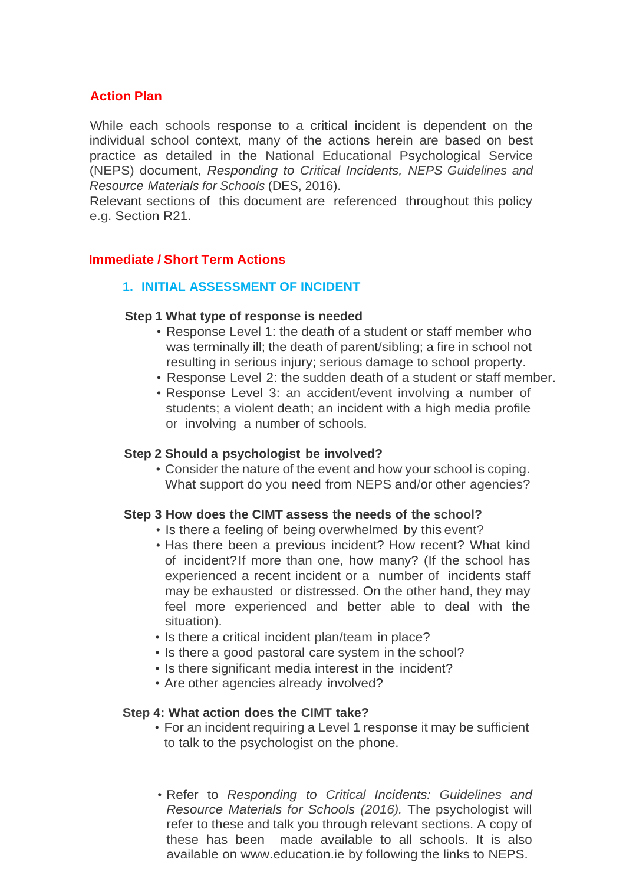## Action Plan

While each schools response to a critical incident is dependent on the individual school context, many of the actions herein are based on best practice as detailed in the National Educational Psychological Service (NEPS) document, *Responding to Critical Incidents, NEPS Guidelines and Resource Materials for Schools* (DES, 2016).
Relevant sections of this document are referenced throughout this policy e.g. Section R21.

## Immediate / Short Term Actions

### 1. INITIAL ASSESSMENT OF INCIDENT

**Step 1 What type of response is needed**

- Response Level 1: the death of a student or staff member who was terminally ill; the death of parent/sibling; a fire in school not resulting in serious injury; serious damage to school property.
- Response Level 2: the sudden death of a student or staff member.
- Response Level 3: an accident/event involving a number of students; a violent death; an incident with a high media profile or involving a number of schools.

**Step 2 Should a psychologist be involved?**

- Consider the nature of the event and how your school is coping. What support do you need from NEPS and/or other agencies?

**Step 3 How does the CIMT assess the needs of the school?**

- Is there a feeling of being overwhelmed by this event?
- Has there been a previous incident? How recent? What kind of incident? If more than one, how many? (If the school has experienced a recent incident or a number of incidents staff may be exhausted or distressed. On the other hand, they may feel more experienced and better able to deal with the situation).
- Is there a critical incident plan/team in place?
- Is there a good pastoral care system in the school?
- Is there significant media interest in the incident?
- Are other agencies already involved?

**Step 4: What action does the CIMT take?**

- For an incident requiring a Level 1 response it may be sufficient to talk to the psychologist on the phone.

- Refer to *Responding to Critical Incidents: Guidelines and Resource Materials for Schools (2016).* The psychologist will refer to these and talk you through relevant sections. A copy of these has been made available to all schools. It is also available on www.education.ie by following the links to NEPS.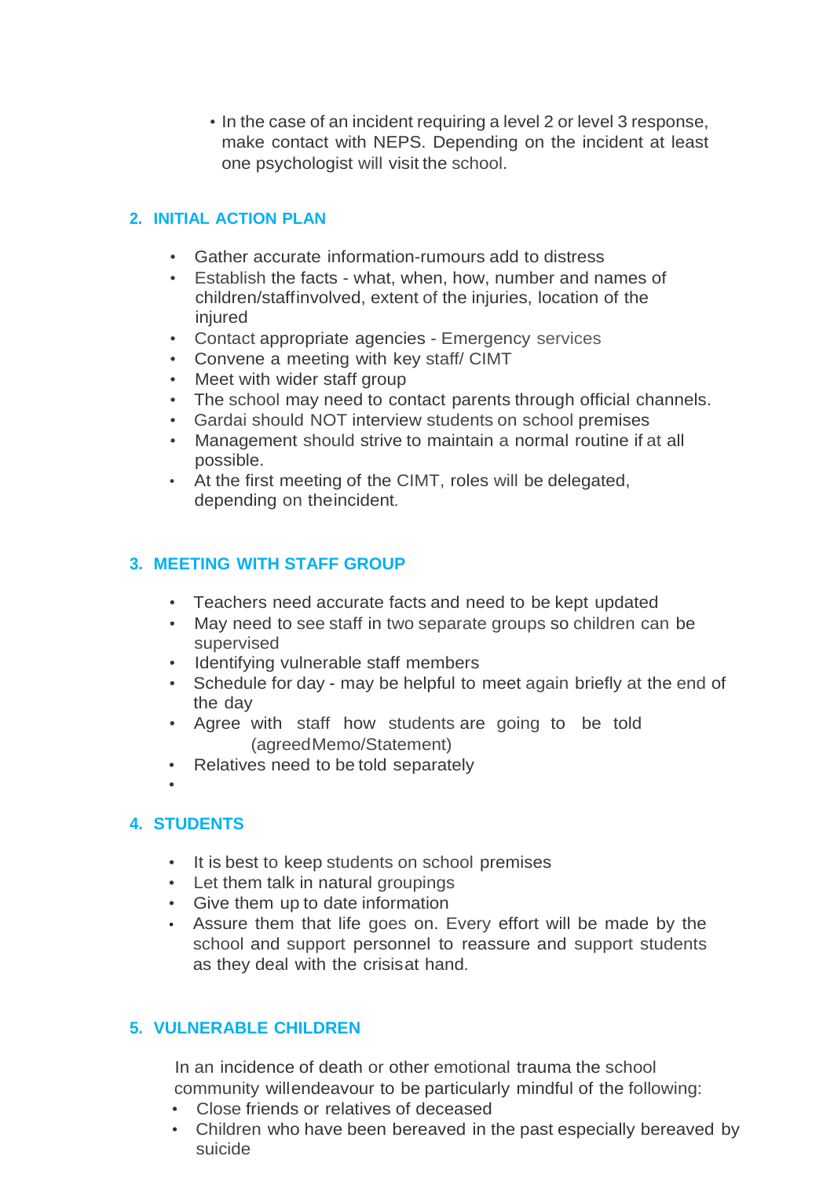- In the case of an incident requiring a level 2 or level 3 response, make contact with NEPS. Depending on the incident at least one psychologist will visit the school.

## 2. INITIAL ACTION PLAN

- Gather accurate information-rumours add to distress
- Establish the facts - what, when, how, number and names of children/staffinvolved, extent of the injuries, location of the injured
- Contact appropriate agencies - Emergency services
- Convene a meeting with key staff/ CIMT
- Meet with wider staff group
- The school may need to contact parents through official channels.
- Gardai should NOT interview students on school premises
- Management should strive to maintain a normal routine if at all possible.
- At the first meeting of the CIMT, roles will be delegated, depending on theincident.

## 3. MEETING WITH STAFF GROUP

- Teachers need accurate facts and need to be kept updated
- May need to see staff in two separate groups so children can be supervised
- Identifying vulnerable staff members
- Schedule for day - may be helpful to meet again briefly at the end of the day
- Agree with staff how students are going to be told (agreedMemo/Statement)
- Relatives need to be told separately

## 4. STUDENTS

- It is best to keep students on school premises
- Let them talk in natural groupings
- Give them up to date information
- Assure them that life goes on. Every effort will be made by the school and support personnel to reassure and support students as they deal with the crisisat hand.

## 5. VULNERABLE CHILDREN

In an incidence of death or other emotional trauma the school community willendeavour to be particularly mindful of the following:

- Close friends or relatives of deceased
- Children who have been bereaved in the past especially bereaved by suicide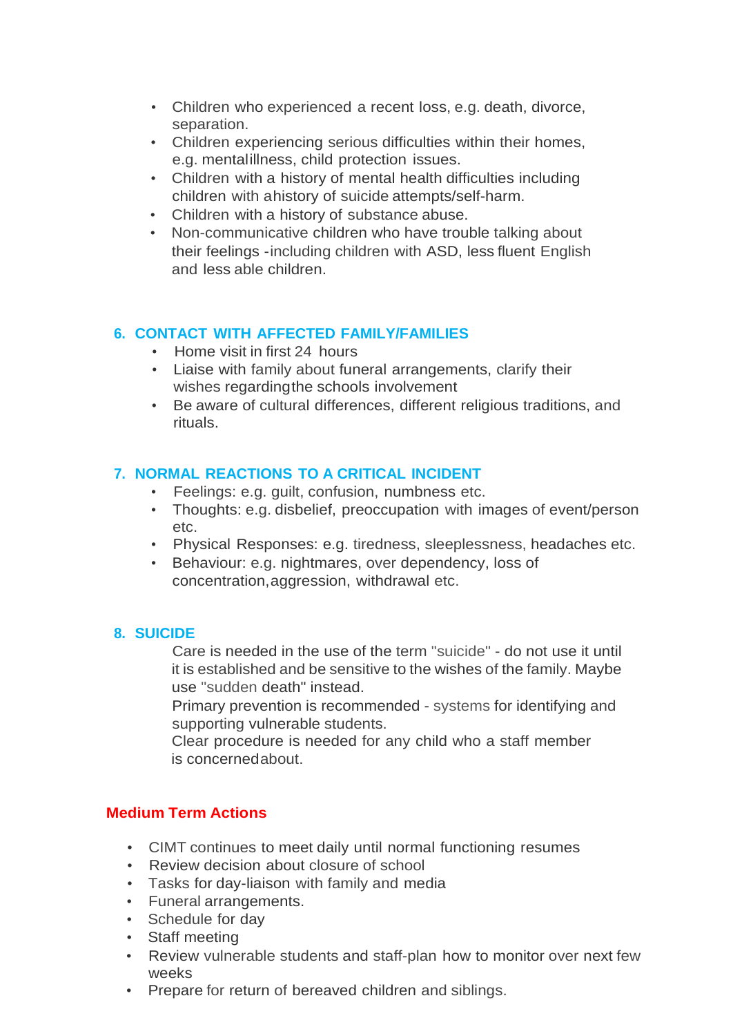- Children who experienced a recent loss, e.g. death, divorce, separation.
- Children experiencing serious difficulties within their homes, e.g. mental illness, child protection issues.
- Children with a history of mental health difficulties including children with a history of suicide attempts/self-harm.
- Children with a history of substance abuse.
- Non-communicative children who have trouble talking about their feelings -including children with ASD, less fluent English and less able children.

## 6. CONTACT WITH AFFECTED FAMILY/FAMILIES

- Home visit in first 24 hours
- Liaise with family about funeral arrangements, clarify their wishes regarding the schools involvement
- Be aware of cultural differences, different religious traditions, and rituals.

## 7. NORMAL REACTIONS TO A CRITICAL INCIDENT

- Feelings: e.g. guilt, confusion, numbness etc.
- Thoughts: e.g. disbelief, preoccupation with images of event/person etc.
- Physical Responses: e.g. tiredness, sleeplessness, headaches etc.
- Behaviour: e.g. nightmares, over dependency, loss of concentration, aggression, withdrawal etc.

## 8. SUICIDE

Care is needed in the use of the term "suicide" - do not use it until it is established and be sensitive to the wishes of the family. Maybe use "sudden death" instead.

Primary prevention is recommended - systems for identifying and supporting vulnerable students.

Clear procedure is needed for any child who a staff member is concerned about.

## Medium Term Actions

- CIMT continues to meet daily until normal functioning resumes
- Review decision about closure of school
- Tasks for day-liaison with family and media
- Funeral arrangements.
- Schedule for day
- Staff meeting
- Review vulnerable students and staff-plan how to monitor over next few weeks
- Prepare for return of bereaved children and siblings.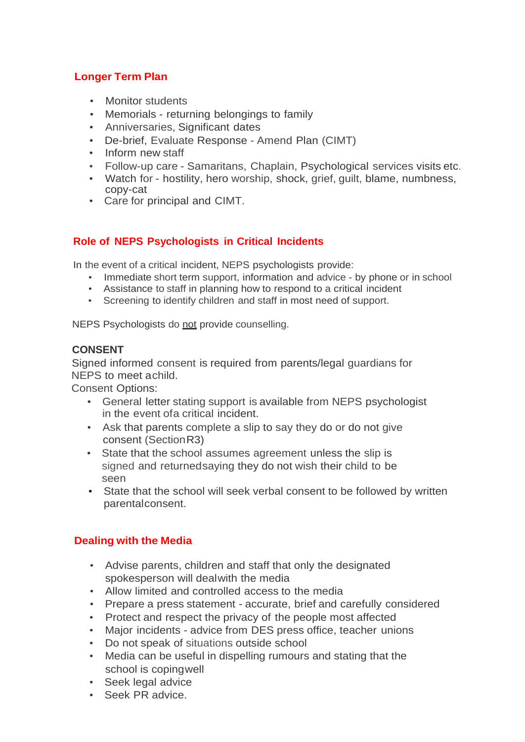## Longer Term Plan

- Monitor students
- Memorials - returning belongings to family
- Anniversaries, Significant dates
- De-brief, Evaluate Response - Amend Plan (CIMT)
- Inform new staff
- Follow-up care - Samaritans, Chaplain, Psychological services visits etc.
- Watch for - hostility, hero worship, shock, grief, guilt, blame, numbness, copy-cat
- Care for principal and CIMT.

## Role of NEPS Psychologists in Critical Incidents

In the event of a critical incident, NEPS psychologists provide:

- Immediate short term support, information and advice - by phone or in school
- Assistance to staff in planning how to respond to a critical incident
- Screening to identify children and staff in most need of support.

NEPS Psychologists do <u>not</u> provide counselling.

### CONSENT

Signed informed consent is required from parents/legal guardians for NEPS to meet a child.

Consent Options:

- General letter stating support is available from NEPS psychologist in the event of a critical incident.
- Ask that parents complete a slip to say they do or do not give consent (Section R3)
- State that the school assumes agreement unless the slip is signed and returned saying they do not wish their child to be seen
- State that the school will seek verbal consent to be followed by written parental consent.

## Dealing with the Media

- Advise parents, children and staff that only the designated spokesperson will deal with the media
- Allow limited and controlled access to the media
- Prepare a press statement - accurate, brief and carefully considered
- Protect and respect the privacy of the people most affected
- Major incidents - advice from DES press office, teacher unions
- Do not speak of situations outside school
- Media can be useful in dispelling rumours and stating that the school is coping well
- Seek legal advice
- Seek PR advice.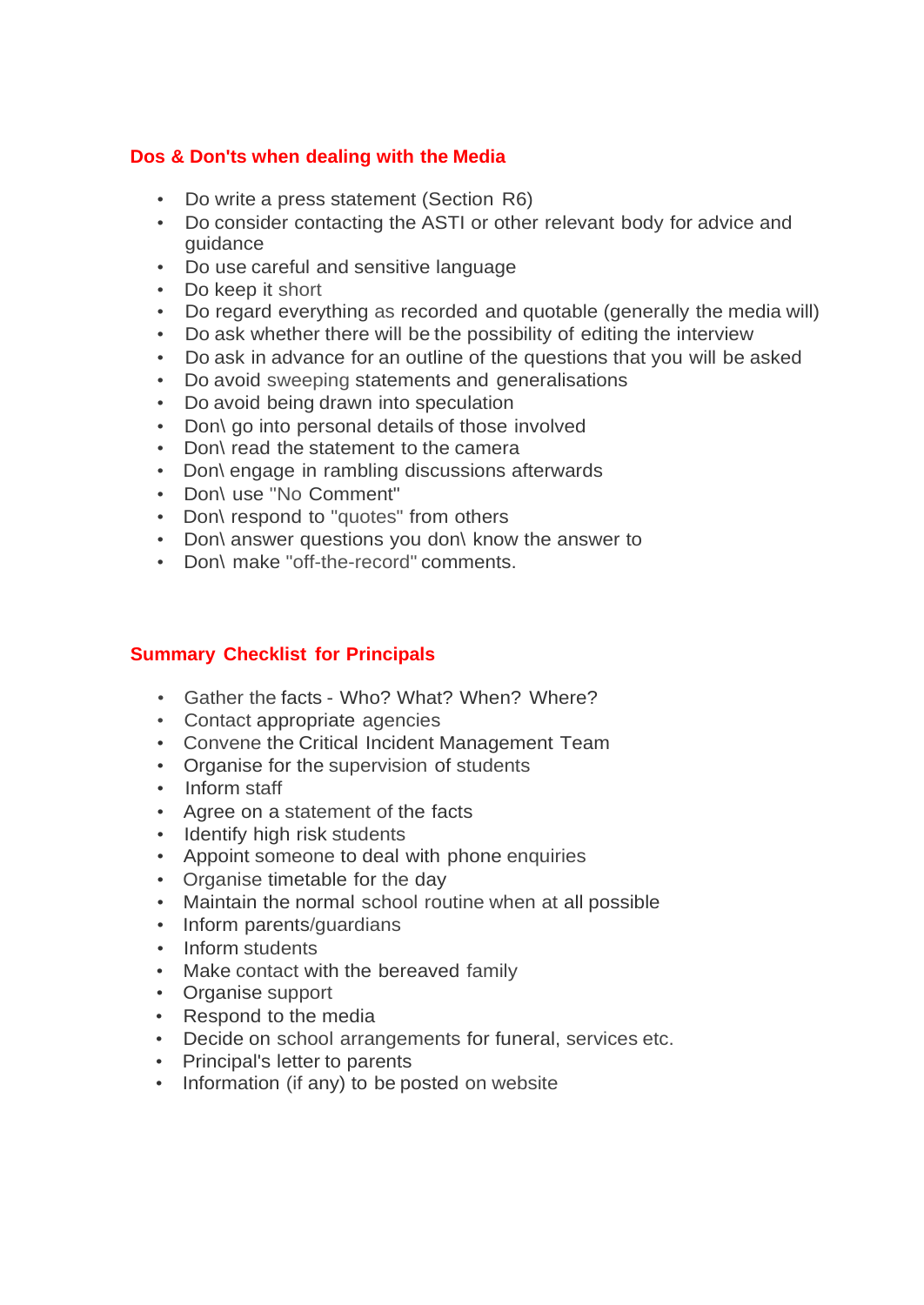## Dos & Don'ts when dealing with the Media

- Do write a press statement (Section R6)
- Do consider contacting the ASTI or other relevant body for advice and guidance
- Do use careful and sensitive language
- Do keep it short
- Do regard everything as recorded and quotable (generally the media will)
- Do ask whether there will be the possibility of editing the interview
- Do ask in advance for an outline of the questions that you will be asked
- Do avoid sweeping statements and generalisations
- Do avoid being drawn into speculation
- Don\ go into personal details of those involved
- Don\ read the statement to the camera
- Don\ engage in rambling discussions afterwards
- Don\ use "No Comment"
- Don\ respond to "quotes" from others
- Don\ answer questions you don\ know the answer to
- Don\ make "off-the-record" comments.

## Summary Checklist for Principals

- Gather the facts - Who? What? When? Where?
- Contact appropriate agencies
- Convene the Critical Incident Management Team
- Organise for the supervision of students
- Inform staff
- Agree on a statement of the facts
- Identify high risk students
- Appoint someone to deal with phone enquiries
- Organise timetable for the day
- Maintain the normal school routine when at all possible
- Inform parents/guardians
- Inform students
- Make contact with the bereaved family
- Organise support
- Respond to the media
- Decide on school arrangements for funeral, services etc.
- Principal's letter to parents
- Information (if any) to be posted on website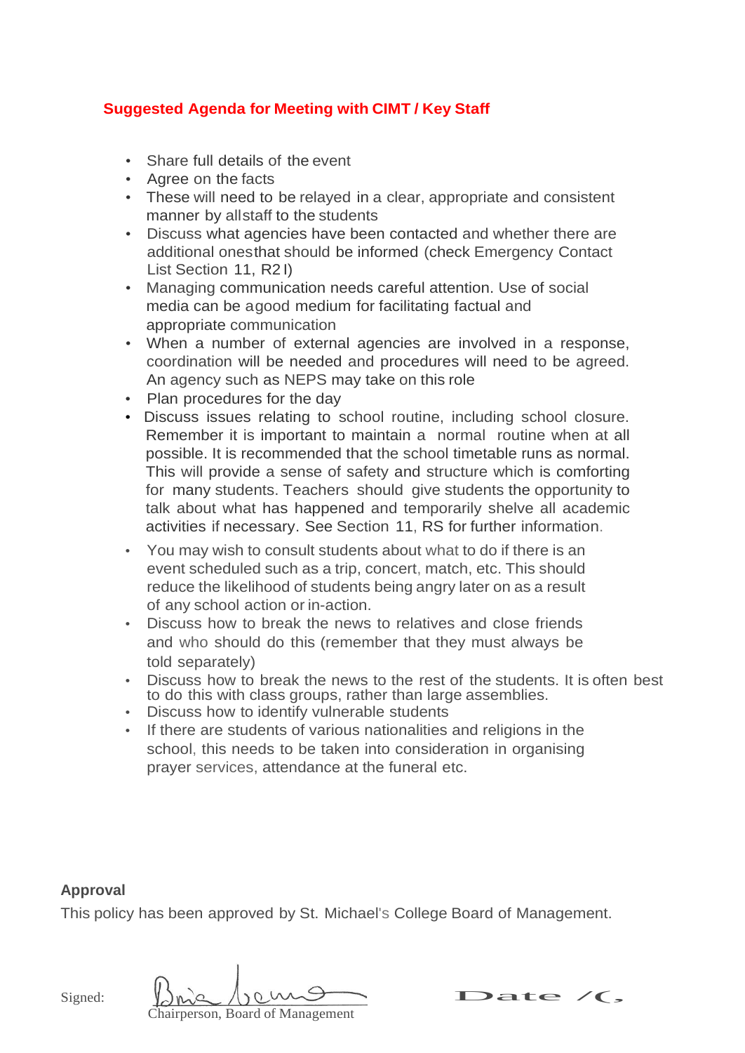## Suggested Agenda for Meeting with CIMT / Key Staff

- Share full details of the event
- Agree on the facts
- These will need to be relayed in a clear, appropriate and consistent manner by all staff to the students
- Discuss what agencies have been contacted and whether there are additional ones that should be informed (check Emergency Contact List Section 11, R2 I)
- Managing communication needs careful attention. Use of social media can be a good medium for facilitating factual and appropriate communication
- When a number of external agencies are involved in a response, coordination will be needed and procedures will need to be agreed. An agency such as NEPS may take on this role
- Plan procedures for the day
- Discuss issues relating to school routine, including school closure. Remember it is important to maintain a normal routine when at all possible. It is recommended that the school timetable runs as normal. This will provide a sense of safety and structure which is comforting for many students. Teachers should give students the opportunity to talk about what has happened and temporarily shelve all academic activities if necessary. See Section 11, RS for further information.
- You may wish to consult students about what to do if there is an event scheduled such as a trip, concert, match, etc. This should reduce the likelihood of students being angry later on as a result of any school action or in-action.
- Discuss how to break the news to relatives and close friends and who should do this (remember that they must always be told separately)
- Discuss how to break the news to the rest of the students. It is often best to do this with class groups, rather than large assemblies.
- Discuss how to identify vulnerable students
- If there are students of various nationalities and religions in the school, this needs to be taken into consideration in organising prayer services, attendance at the funeral etc.

**Approval**

This policy has been approved by St. Michael's College Board of Management.

Signed: ____________________ Date /C,

Chairperson, Board of Management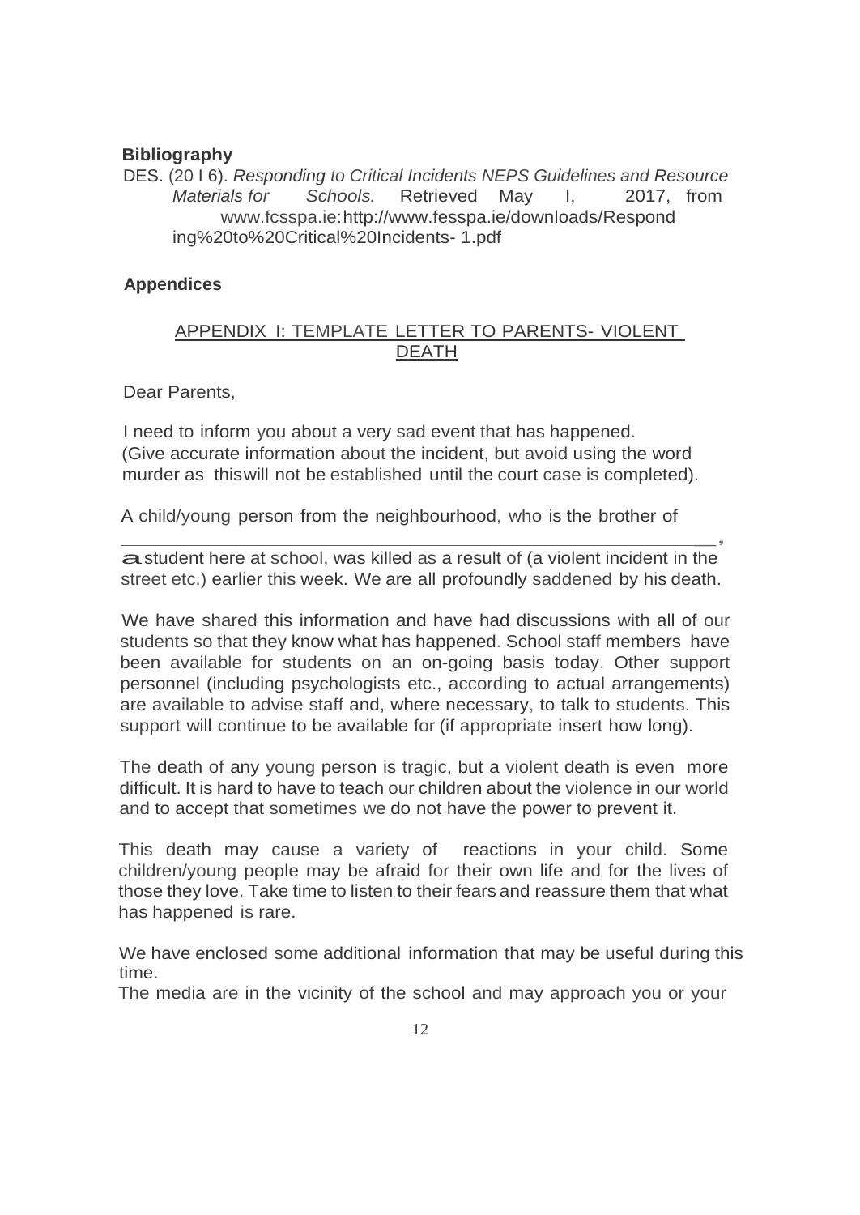**Bibliography**

DES. (20 I 6). *Responding to Critical Incidents NEPS Guidelines and Resource Materials for Schools.* Retrieved May I, 2017, from www.fcsspa.ie:http://www.fesspa.ie/downloads/Responding%20to%20Critical%20Incidents- 1.pdf

**Appendices**

<u>APPENDIX I: TEMPLATE LETTER TO PARENTS- VIOLENT DEATH</u>

Dear Parents,

I need to inform you about a very sad event that has happened. (Give accurate information about the incident, but avoid using the word murder as thiswill not be established until the court case is completed).

A child/young person from the neighbourhood, who is the brother of \_\_\_\_\_\_\_\_\_\_\_\_\_\_\_\_\_\_\_\_\_\_\_\_\_\_\_\_\_\_\_\_\_\_\_\_\_\_\_\_\_\_\_\_\_\_\_\_\_\_\_\_, a student here at school, was killed as a result of (a violent incident in the street etc.) earlier this week. We are all profoundly saddened by his death.

We have shared this information and have had discussions with all of our students so that they know what has happened. School staff members have been available for students on an on-going basis today. Other support personnel (including psychologists etc., according to actual arrangements) are available to advise staff and, where necessary, to talk to students. This support will continue to be available for (if appropriate insert how long).

The death of any young person is tragic, but a violent death is even more difficult. It is hard to have to teach our children about the violence in our world and to accept that sometimes we do not have the power to prevent it.

This death may cause a variety of reactions in your child. Some children/young people may be afraid for their own life and for the lives of those they love. Take time to listen to their fears and reassure them that what has happened is rare.

We have enclosed some additional information that may be useful during this time.

The media are in the vicinity of the school and may approach you or your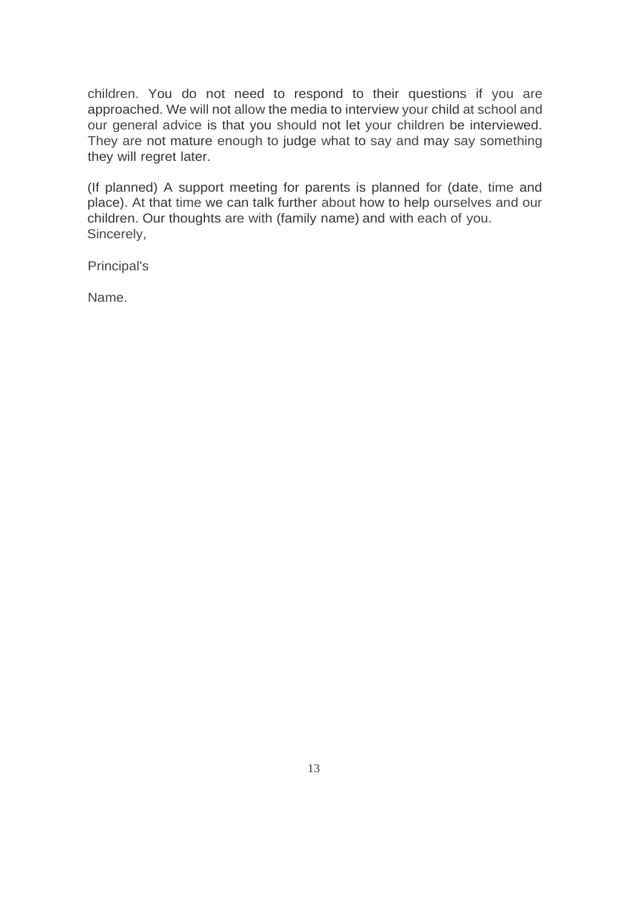children. You do not need to respond to their questions if you are approached. We will not allow the media to interview your child at school and our general advice is that you should not let your children be interviewed. They are not mature enough to judge what to say and may say something they will regret later.

(If planned) A support meeting for parents is planned for (date, time and place). At that time we can talk further about how to help ourselves and our children. Our thoughts are with (family name) and with each of you.
Sincerely,

Principal's

Name.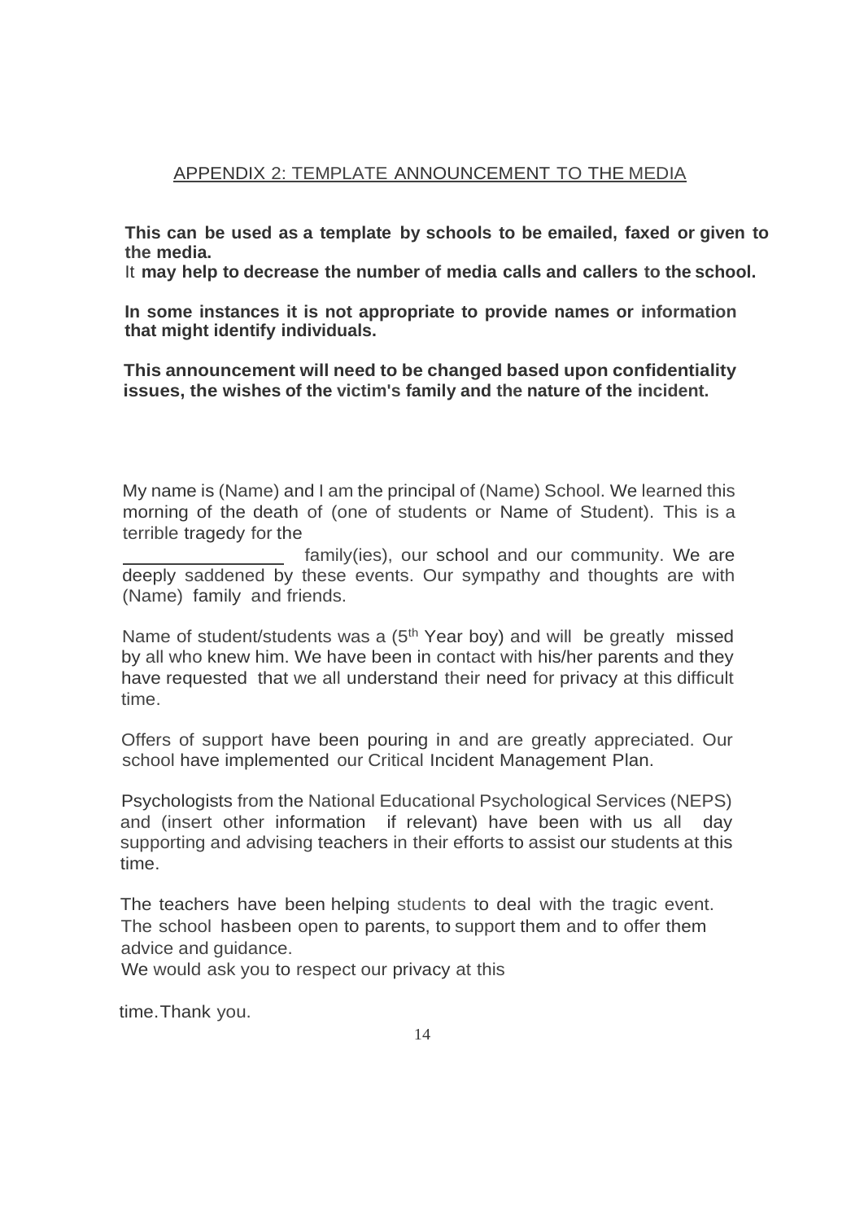## APPENDIX 2: TEMPLATE ANNOUNCEMENT TO THE MEDIA

**This can be used as a template by schools to be emailed, faxed or given to the media.**
It **may help to decrease the number of media calls and callers to the school.**

**In some instances it is not appropriate to provide names or information that might identify individuals.**

**This announcement will need to be changed based upon confidentiality issues, the wishes of the victim's family and the nature of the incident.**

My name is (Name) and I am the principal of (Name) School. We learned this morning of the death of (one of students or Name of Student). This is a terrible tragedy for the _______________ family(ies), our school and our community. We are deeply saddened by these events. Our sympathy and thoughts are with (Name) family and friends.

Name of student/students was a (5th Year boy) and will be greatly missed by all who knew him. We have been in contact with his/her parents and they have requested that we all understand their need for privacy at this difficult time.

Offers of support have been pouring in and are greatly appreciated. Our school have implemented our Critical Incident Management Plan.

Psychologists from the National Educational Psychological Services (NEPS) and (insert other information if relevant) have been with us all day supporting and advising teachers in their efforts to assist our students at this time.

The teachers have been helping students to deal with the tragic event. The school hasbeen open to parents, to support them and to offer them advice and guidance.
We would ask you to respect our privacy at this

time.Thank you.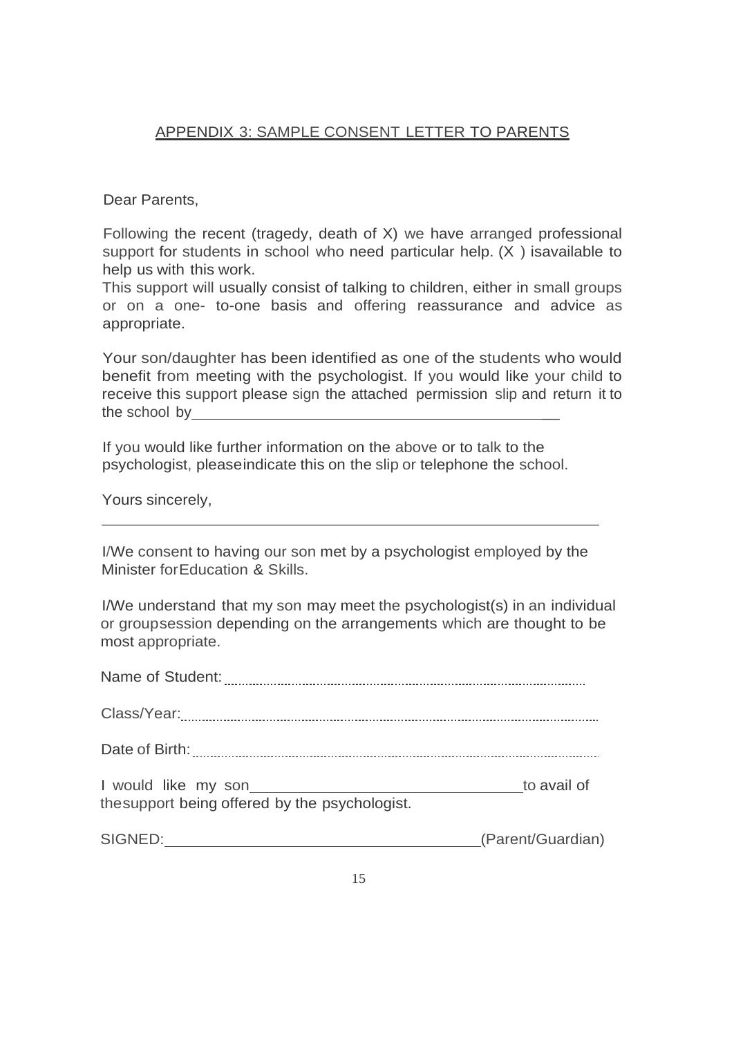## APPENDIX 3: SAMPLE CONSENT LETTER TO PARENTS

Dear Parents,

Following the recent (tragedy, death of X) we have arranged professional support for students in school who need particular help. (X ) isavailable to help us with this work.
This support will usually consist of talking to children, either in small groups or on a one- to-one basis and offering reassurance and advice as appropriate.

Your son/daughter has been identified as one of the students who would benefit from meeting with the psychologist. If you would like your child to receive this support please sign the attached permission slip and return it to the school by\_\_\_\_\_\_\_\_\_\_\_\_\_\_\_\_\_\_\_\_\_\_\_\_\_\_\_\_\_\_\_\_\_\_\_\_\_\_\_\_

If you would like further information on the above or to talk to the psychologist, pleaseindicate this on the slip or telephone the school.

Yours sincerely,

---

I/We consent to having our son met by a psychologist employed by the Minister forEducation & Skills.

I/We understand that my son may meet the psychologist(s) in an individual or groupsession depending on the arrangements which are thought to be most appropriate.

Name of Student:.....................................................................................

Class/Year:...............................................................................................

Date of Birth:...........................................................................................

I would like my son\_\_\_\_\_\_\_\_\_\_\_\_\_\_\_\_\_\_\_\_\_\_\_\_\_\_\_\_\_\_to avail of thesupport being offered by the psychologist.

SIGNED:\_\_\_\_\_\_\_\_\_\_\_\_\_\_\_\_\_\_\_\_\_\_\_\_\_\_\_\_\_\_\_\_\_\_(Parent/Guardian)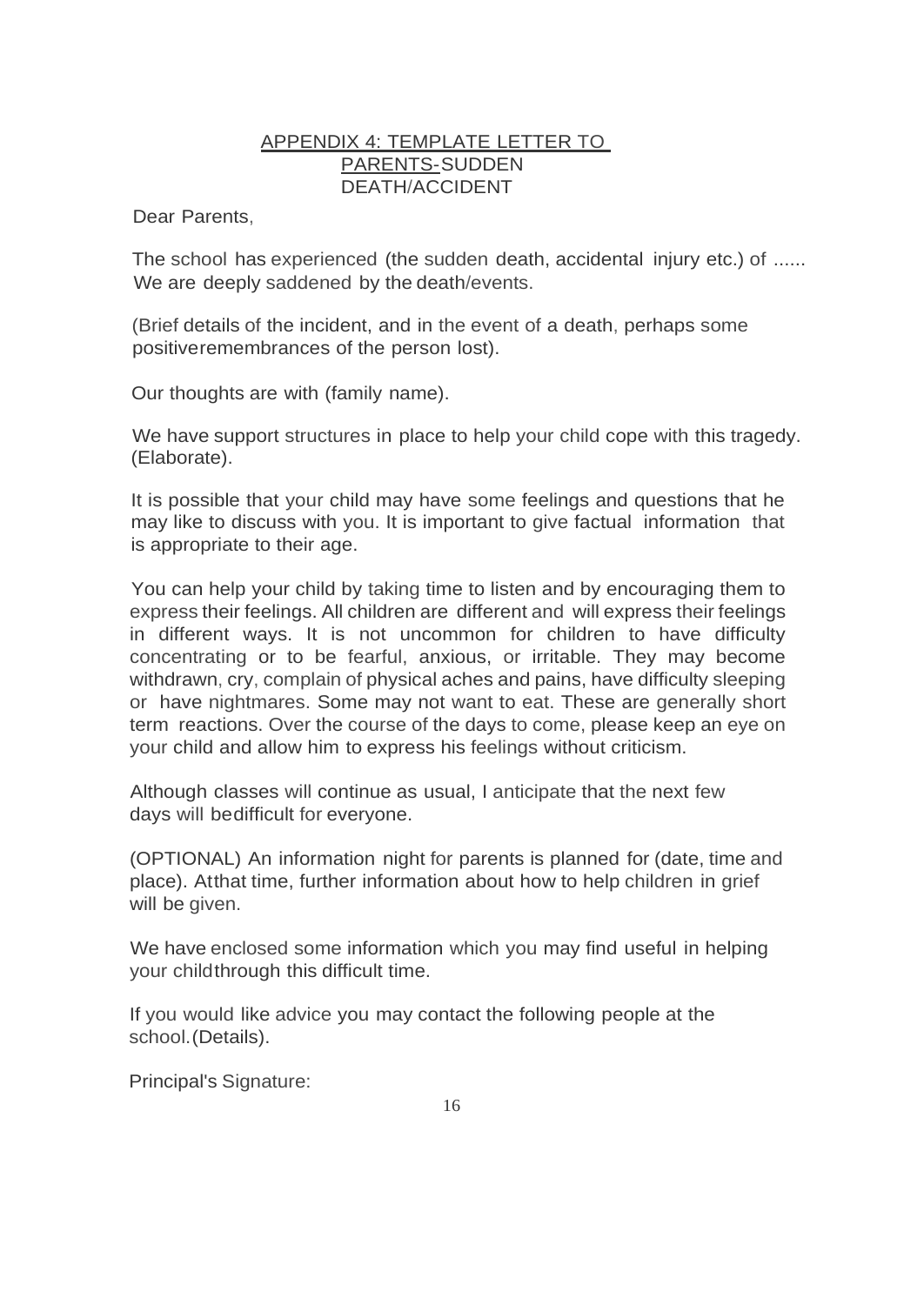## APPENDIX 4: TEMPLATE LETTER TO PARENTS-SUDDEN DEATH/ACCIDENT

Dear Parents,

The school has experienced (the sudden death, accidental injury etc.) of ...... We are deeply saddened by the death/events.

(Brief details of the incident, and in the event of a death, perhaps some positiveremembrances of the person lost).

Our thoughts are with (family name).

We have support structures in place to help your child cope with this tragedy. (Elaborate).

It is possible that your child may have some feelings and questions that he may like to discuss with you. It is important to give factual information that is appropriate to their age.

You can help your child by taking time to listen and by encouraging them to express their feelings. All children are different and will express their feelings in different ways. It is not uncommon for children to have difficulty concentrating or to be fearful, anxious, or irritable. They may become withdrawn, cry, complain of physical aches and pains, have difficulty sleeping or have nightmares. Some may not want to eat. These are generally short term reactions. Over the course of the days to come, please keep an eye on your child and allow him to express his feelings without criticism.

Although classes will continue as usual, I anticipate that the next few days will bedifficult for everyone.

(OPTIONAL) An information night for parents is planned for (date, time and place). Atthat time, further information about how to help children in grief will be given.

We have enclosed some information which you may find useful in helping your childthrough this difficult time.

If you would like advice you may contact the following people at the school.(Details).

Principal's Signature: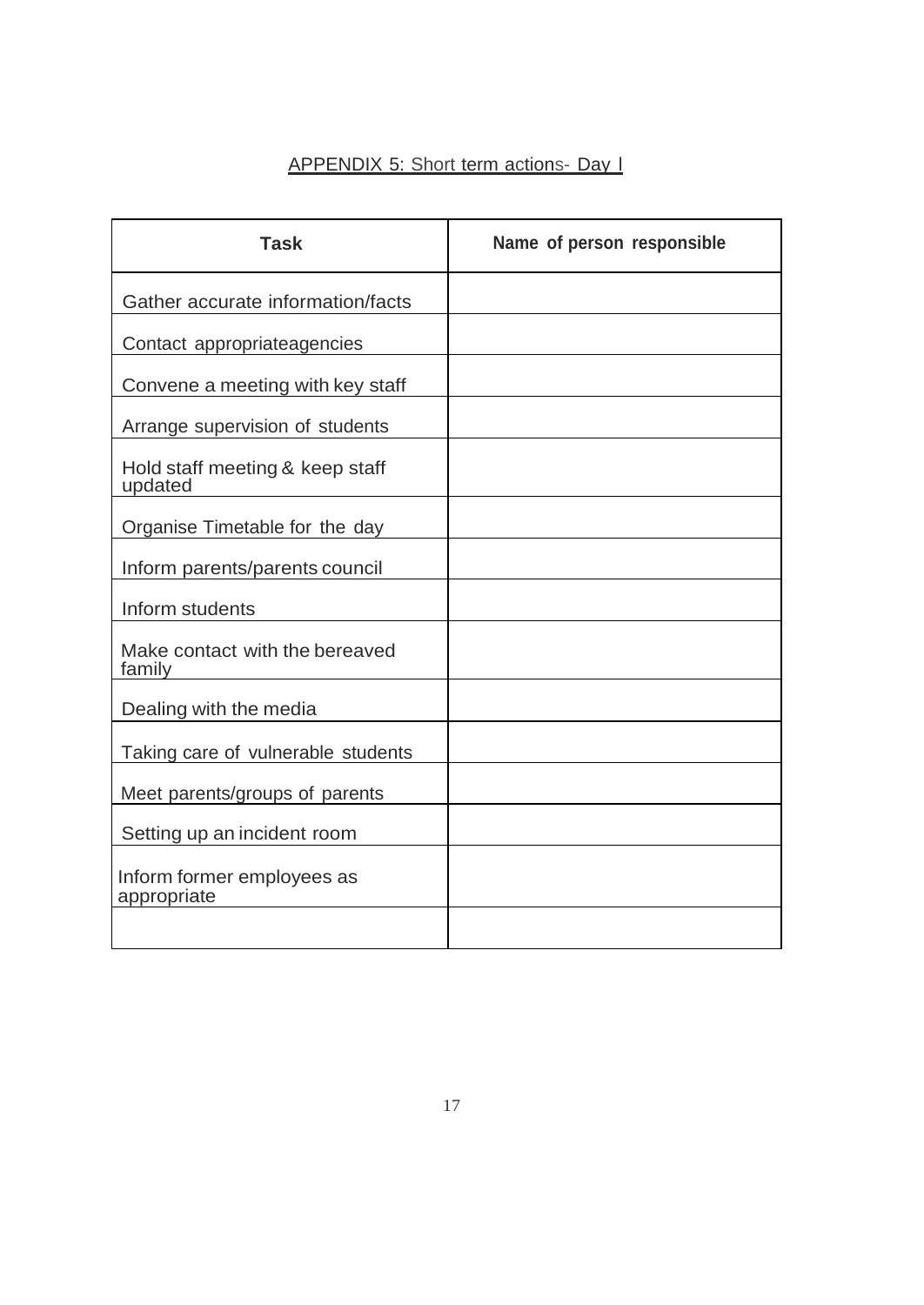## APPENDIX 5: Short term actions- Day l

| Task | Name of person responsible |
|---|---|
| Gather accurate information/facts | |
| Contact appropriateagencies | |
| Convene a meeting with key staff | |
| Arrange supervision of students | |
| Hold staff meeting & keep staff updated | |
| Organise Timetable for the day | |
| Inform parents/parents council | |
| Inform students | |
| Make contact with the bereaved family | |
| Dealing with the media | |
| Taking care of vulnerable students | |
| Meet parents/groups of parents | |
| Setting up an incident room | |
| Inform former employees as appropriate | |
| | |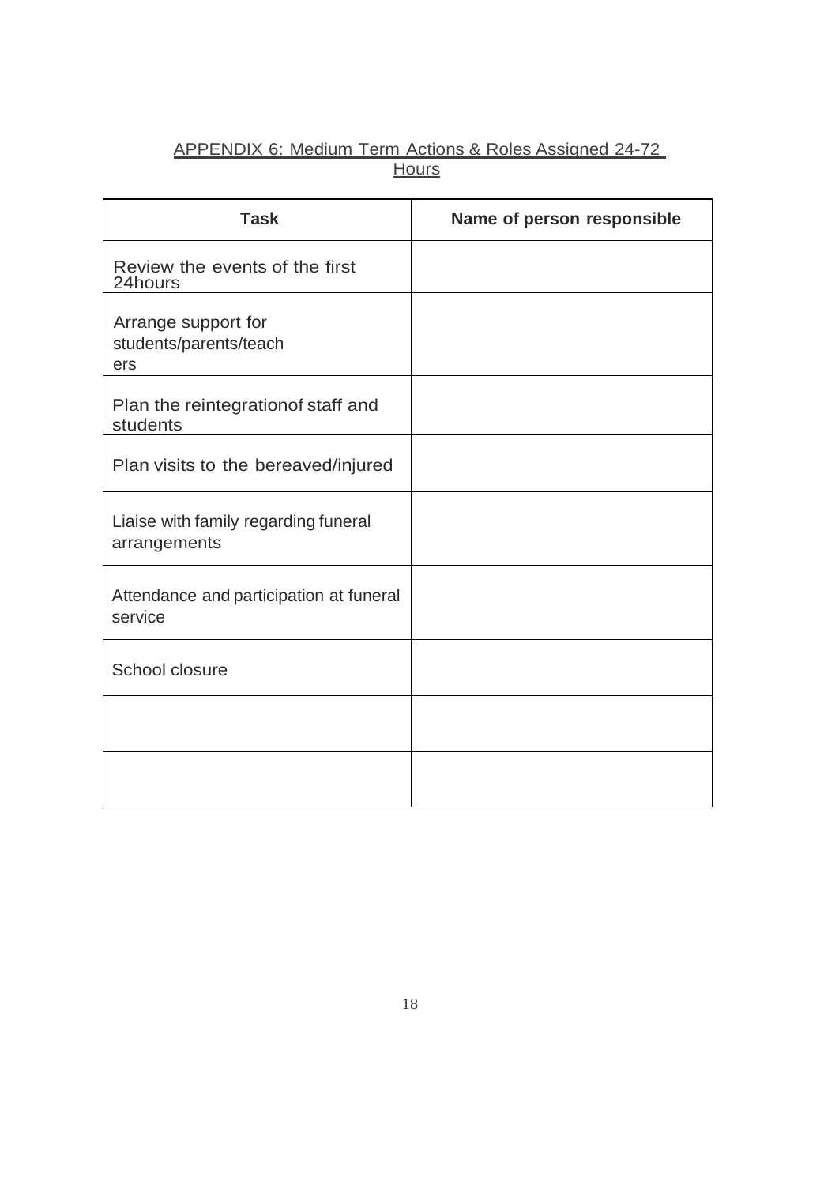## APPENDIX 6: Medium Term Actions & Roles Assigned 24-72 Hours

| Task | Name of person responsible |
| --- | --- |
| Review the events of the first 24hours | |
| Arrange support for students/parents/teachers | |
| Plan the reintegrationof staff and students | |
| Plan visits to the bereaved/injured | |
| Liaise with family regarding funeral arrangements | |
| Attendance and participation at funeral service | |
| School closure | |
| | |
| | |